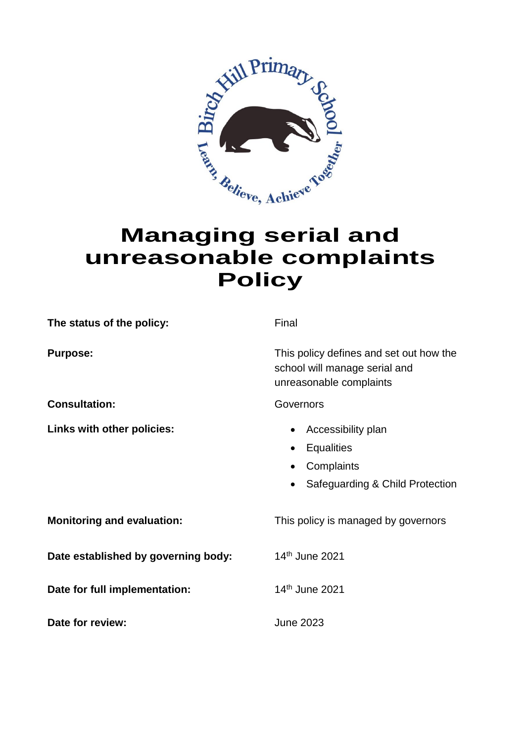Birch Hill Primary School

Learn, Believe, Achieve Together

# Managing serial and unreasonable complaints Policy

| | |
|---|---|
| **The status of the policy:** | Final |
| **Purpose:** | This policy defines and set out how the school will manage serial and unreasonable complaints |
| **Consultation:** | Governors |
| **Links with other policies:** | • Accessibility plan<br>• Equalities<br>• Complaints<br>• Safeguarding & Child Protection |
| **Monitoring and evaluation:** | This policy is managed by governors |
| **Date established by governing body:** | 14th June 2021 |
| **Date for full implementation:** | 14th June 2021 |
| **Date for review:** | June 2023 |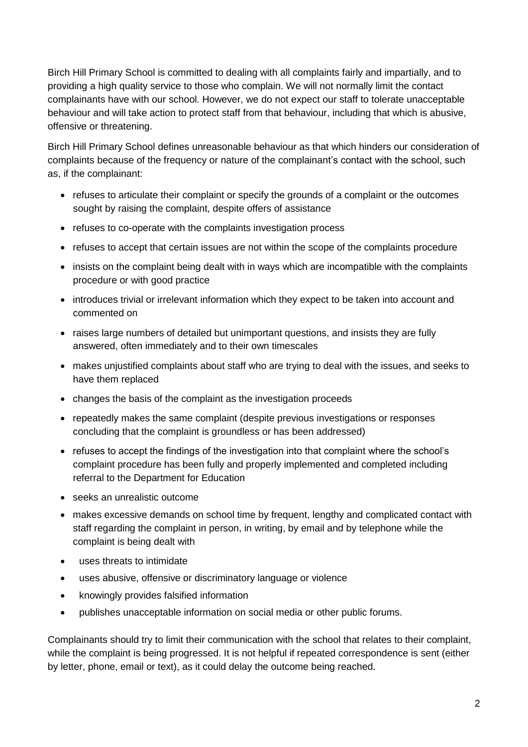Birch Hill Primary School is committed to dealing with all complaints fairly and impartially, and to providing a high quality service to those who complain. We will not normally limit the contact complainants have with our school. However, we do not expect our staff to tolerate unacceptable behaviour and will take action to protect staff from that behaviour, including that which is abusive, offensive or threatening.

Birch Hill Primary School defines unreasonable behaviour as that which hinders our consideration of complaints because of the frequency or nature of the complainant's contact with the school, such as, if the complainant:

- refuses to articulate their complaint or specify the grounds of a complaint or the outcomes sought by raising the complaint, despite offers of assistance
- refuses to co-operate with the complaints investigation process
- refuses to accept that certain issues are not within the scope of the complaints procedure
- insists on the complaint being dealt with in ways which are incompatible with the complaints procedure or with good practice
- introduces trivial or irrelevant information which they expect to be taken into account and commented on
- raises large numbers of detailed but unimportant questions, and insists they are fully answered, often immediately and to their own timescales
- makes unjustified complaints about staff who are trying to deal with the issues, and seeks to have them replaced
- changes the basis of the complaint as the investigation proceeds
- repeatedly makes the same complaint (despite previous investigations or responses concluding that the complaint is groundless or has been addressed)
- refuses to accept the findings of the investigation into that complaint where the school's complaint procedure has been fully and properly implemented and completed including referral to the Department for Education
- seeks an unrealistic outcome
- makes excessive demands on school time by frequent, lengthy and complicated contact with staff regarding the complaint in person, in writing, by email and by telephone while the complaint is being dealt with
- uses threats to intimidate
- uses abusive, offensive or discriminatory language or violence
- knowingly provides falsified information
- publishes unacceptable information on social media or other public forums.

Complainants should try to limit their communication with the school that relates to their complaint, while the complaint is being progressed. It is not helpful if repeated correspondence is sent (either by letter, phone, email or text), as it could delay the outcome being reached.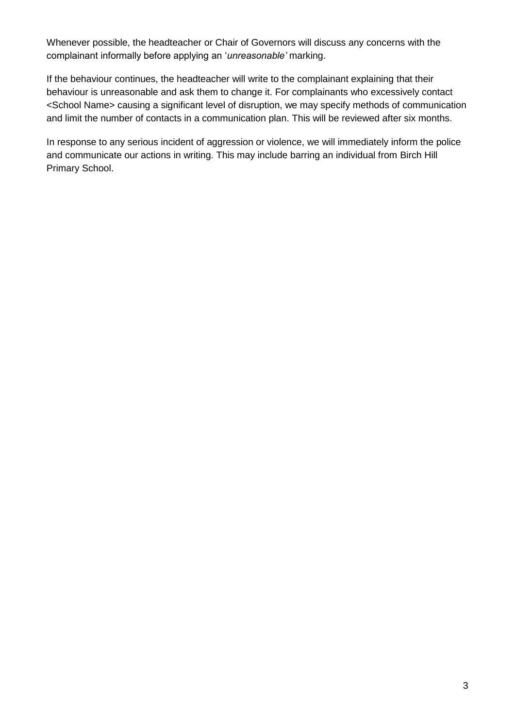Whenever possible, the headteacher or Chair of Governors will discuss any concerns with the complainant informally before applying an '*unreasonable'* marking.

If the behaviour continues, the headteacher will write to the complainant explaining that their behaviour is unreasonable and ask them to change it. For complainants who excessively contact <School Name> causing a significant level of disruption, we may specify methods of communication and limit the number of contacts in a communication plan. This will be reviewed after six months.

In response to any serious incident of aggression or violence, we will immediately inform the police and communicate our actions in writing. This may include barring an individual from Birch Hill Primary School.